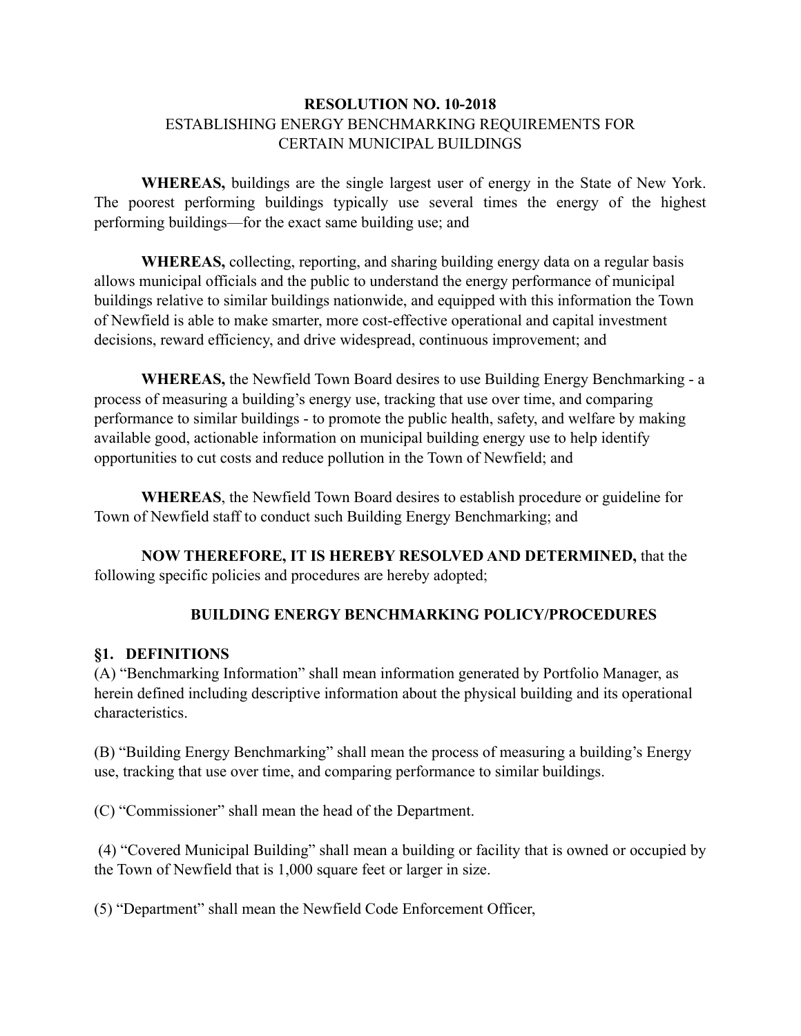**RESOLUTION NO. 10-2018**
ESTABLISHING ENERGY BENCHMARKING REQUIREMENTS FOR CERTAIN MUNICIPAL BUILDINGS

**WHEREAS,** buildings are the single largest user of energy in the State of New York. The poorest performing buildings typically use several times the energy of the highest performing buildings—for the exact same building use; and

**WHEREAS,** collecting, reporting, and sharing building energy data on a regular basis allows municipal officials and the public to understand the energy performance of municipal buildings relative to similar buildings nationwide, and equipped with this information the Town of Newfield is able to make smarter, more cost-effective operational and capital investment decisions, reward efficiency, and drive widespread, continuous improvement; and

**WHEREAS,** the Newfield Town Board desires to use Building Energy Benchmarking - a process of measuring a building's energy use, tracking that use over time, and comparing performance to similar buildings - to promote the public health, safety, and welfare by making available good, actionable information on municipal building energy use to help identify opportunities to cut costs and reduce pollution in the Town of Newfield; and

**WHEREAS**, the Newfield Town Board desires to establish procedure or guideline for Town of Newfield staff to conduct such Building Energy Benchmarking; and

**NOW THEREFORE, IT IS HEREBY RESOLVED AND DETERMINED,** that the following specific policies and procedures are hereby adopted;

**BUILDING ENERGY BENCHMARKING POLICY/PROCEDURES**

**§1. DEFINITIONS**

(A) "Benchmarking Information" shall mean information generated by Portfolio Manager, as herein defined including descriptive information about the physical building and its operational characteristics.

(B) "Building Energy Benchmarking" shall mean the process of measuring a building's Energy use, tracking that use over time, and comparing performance to similar buildings.

(C) "Commissioner" shall mean the head of the Department.

(4) "Covered Municipal Building" shall mean a building or facility that is owned or occupied by the Town of Newfield that is 1,000 square feet or larger in size.

(5) "Department" shall mean the Newfield Code Enforcement Officer,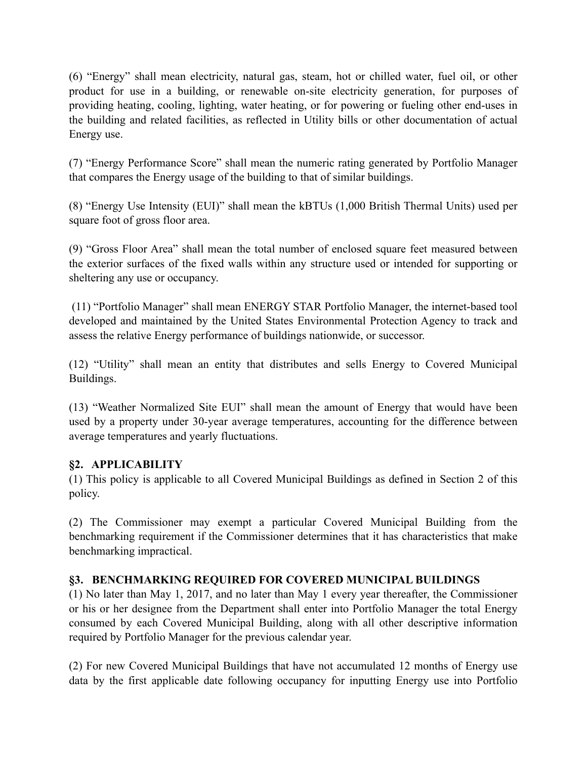(6) "Energy" shall mean electricity, natural gas, steam, hot or chilled water, fuel oil, or other product for use in a building, or renewable on-site electricity generation, for purposes of providing heating, cooling, lighting, water heating, or for powering or fueling other end-uses in the building and related facilities, as reflected in Utility bills or other documentation of actual Energy use.

(7) "Energy Performance Score" shall mean the numeric rating generated by Portfolio Manager that compares the Energy usage of the building to that of similar buildings.

(8) "Energy Use Intensity (EUI)" shall mean the kBTUs (1,000 British Thermal Units) used per square foot of gross floor area.

(9) "Gross Floor Area" shall mean the total number of enclosed square feet measured between the exterior surfaces of the fixed walls within any structure used or intended for supporting or sheltering any use or occupancy.

(11) "Portfolio Manager" shall mean ENERGY STAR Portfolio Manager, the internet-based tool developed and maintained by the United States Environmental Protection Agency to track and assess the relative Energy performance of buildings nationwide, or successor.

(12) "Utility" shall mean an entity that distributes and sells Energy to Covered Municipal Buildings.

(13) "Weather Normalized Site EUI" shall mean the amount of Energy that would have been used by a property under 30-year average temperatures, accounting for the difference between average temperatures and yearly fluctuations.

## §2. APPLICABILITY

(1) This policy is applicable to all Covered Municipal Buildings as defined in Section 2 of this policy.

(2) The Commissioner may exempt a particular Covered Municipal Building from the benchmarking requirement if the Commissioner determines that it has characteristics that make benchmarking impractical.

## §3. BENCHMARKING REQUIRED FOR COVERED MUNICIPAL BUILDINGS

(1) No later than May 1, 2017, and no later than May 1 every year thereafter, the Commissioner or his or her designee from the Department shall enter into Portfolio Manager the total Energy consumed by each Covered Municipal Building, along with all other descriptive information required by Portfolio Manager for the previous calendar year.

(2) For new Covered Municipal Buildings that have not accumulated 12 months of Energy use data by the first applicable date following occupancy for inputting Energy use into Portfolio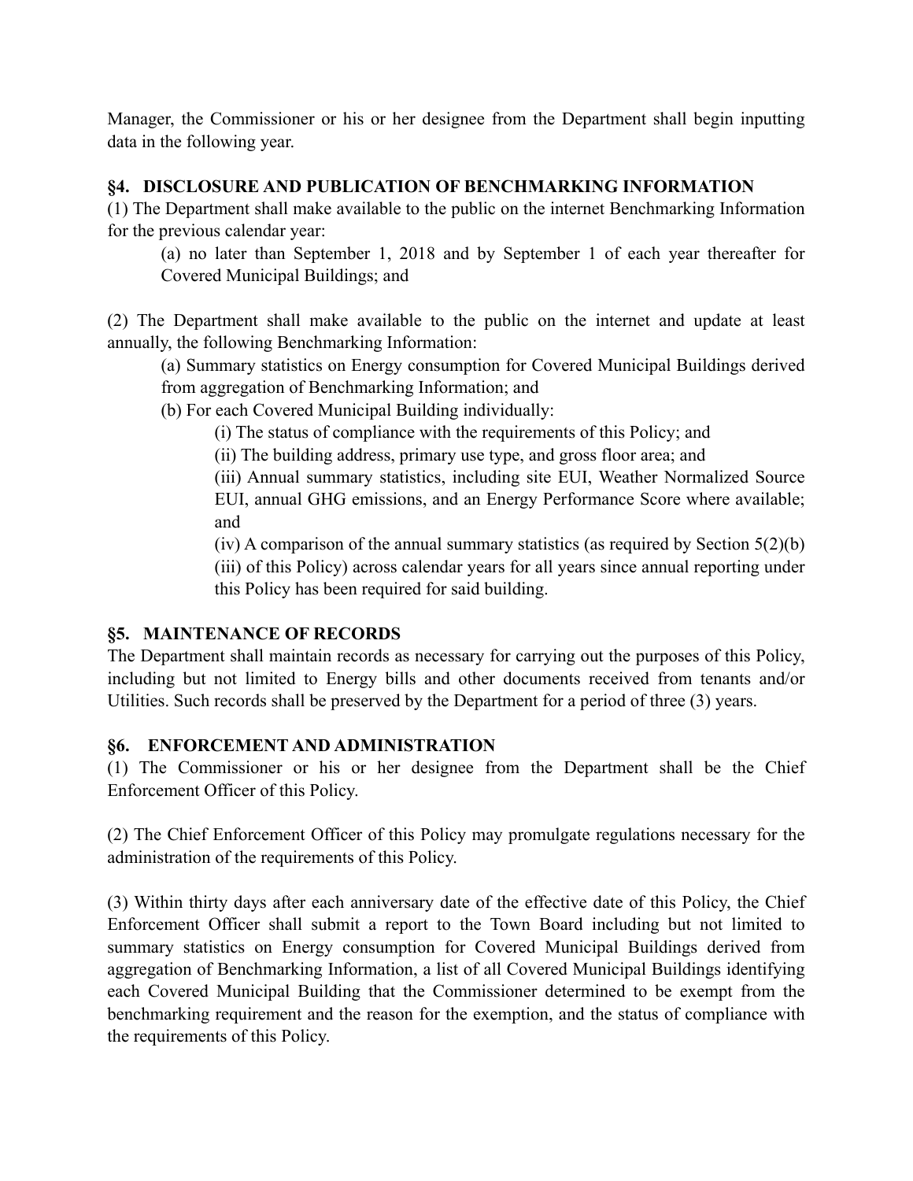Manager, the Commissioner or his or her designee from the Department shall begin inputting data in the following year.

## §4. DISCLOSURE AND PUBLICATION OF BENCHMARKING INFORMATION

(1) The Department shall make available to the public on the internet Benchmarking Information for the previous calendar year:

(a) no later than September 1, 2018 and by September 1 of each year thereafter for Covered Municipal Buildings; and

(2) The Department shall make available to the public on the internet and update at least annually, the following Benchmarking Information:

(a) Summary statistics on Energy consumption for Covered Municipal Buildings derived from aggregation of Benchmarking Information; and

(b) For each Covered Municipal Building individually:

(i) The status of compliance with the requirements of this Policy; and

(ii) The building address, primary use type, and gross floor area; and

(iii) Annual summary statistics, including site EUI, Weather Normalized Source EUI, annual GHG emissions, and an Energy Performance Score where available; and

(iv) A comparison of the annual summary statistics (as required by Section 5(2)(b)(iii) of this Policy) across calendar years for all years since annual reporting under this Policy has been required for said building.

## §5. MAINTENANCE OF RECORDS

The Department shall maintain records as necessary for carrying out the purposes of this Policy, including but not limited to Energy bills and other documents received from tenants and/or Utilities. Such records shall be preserved by the Department for a period of three (3) years.

## §6. ENFORCEMENT AND ADMINISTRATION

(1) The Commissioner or his or her designee from the Department shall be the Chief Enforcement Officer of this Policy.

(2) The Chief Enforcement Officer of this Policy may promulgate regulations necessary for the administration of the requirements of this Policy.

(3) Within thirty days after each anniversary date of the effective date of this Policy, the Chief Enforcement Officer shall submit a report to the Town Board including but not limited to summary statistics on Energy consumption for Covered Municipal Buildings derived from aggregation of Benchmarking Information, a list of all Covered Municipal Buildings identifying each Covered Municipal Building that the Commissioner determined to be exempt from the benchmarking requirement and the reason for the exemption, and the status of compliance with the requirements of this Policy.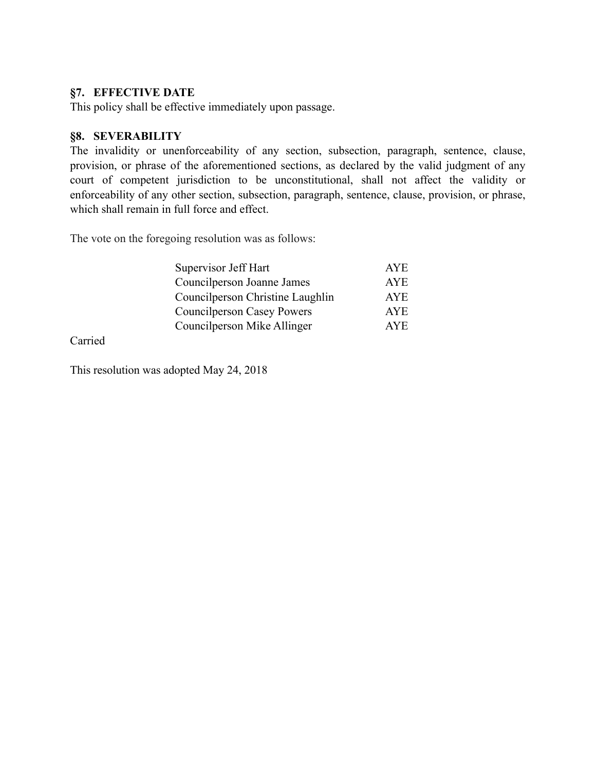### §7. EFFECTIVE DATE

This policy shall be effective immediately upon passage.

### §8. SEVERABILITY

The invalidity or unenforceability of any section, subsection, paragraph, sentence, clause, provision, or phrase of the aforementioned sections, as declared by the valid judgment of any court of competent jurisdiction to be unconstitutional, shall not affect the validity or enforceability of any other section, subsection, paragraph, sentence, clause, provision, or phrase, which shall remain in full force and effect.

The vote on the foregoing resolution was as follows:

| | |
|---|---|
| Supervisor Jeff Hart | AYE |
| Councilperson Joanne James | AYE |
| Councilperson Christine Laughlin | AYE |
| Councilperson Casey Powers | AYE |
| Councilperson Mike Allinger | AYE |

Carried

This resolution was adopted May 24, 2018